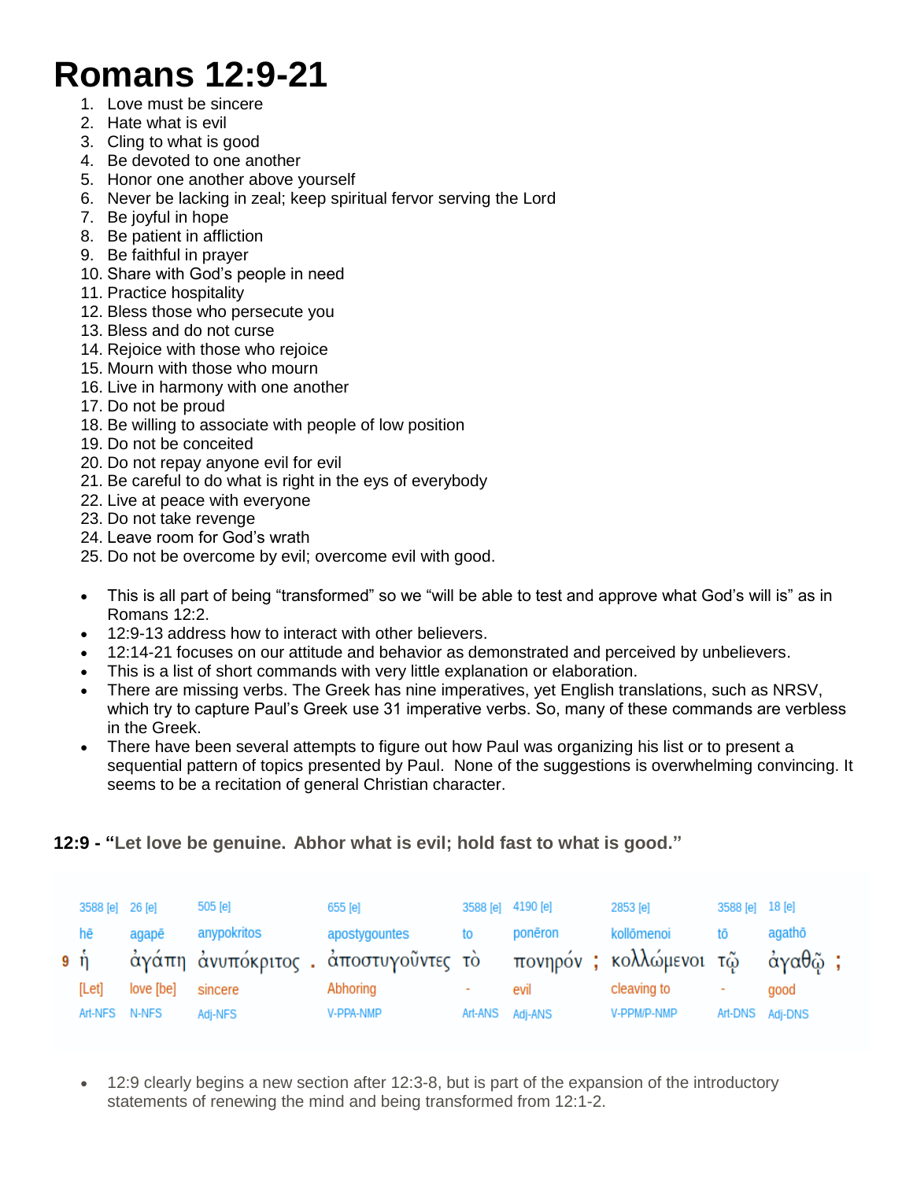# Romans 12:9-21

1. Love must be sincere
2. Hate what is evil
3. Cling to what is good
4. Be devoted to one another
5. Honor one another above yourself
6. Never be lacking in zeal; keep spiritual fervor serving the Lord
7. Be joyful in hope
8. Be patient in affliction
9. Be faithful in prayer
10. Share with God's people in need
11. Practice hospitality
12. Bless those who persecute you
13. Bless and do not curse
14. Rejoice with those who rejoice
15. Mourn with those who mourn
16. Live in harmony with one another
17. Do not be proud
18. Be willing to associate with people of low position
19. Do not be conceited
20. Do not repay anyone evil for evil
21. Be careful to do what is right in the eys of everybody
22. Live at peace with everyone
23. Do not take revenge
24. Leave room for God's wrath
25. Do not be overcome by evil; overcome evil with good.

- This is all part of being "transformed" so we "will be able to test and approve what God's will is" as in Romans 12:2.
- 12:9-13 address how to interact with other believers.
- 12:14-21 focuses on our attitude and behavior as demonstrated and perceived by unbelievers.
- This is a list of short commands with very little explanation or elaboration.
- There are missing verbs. The Greek has nine imperatives, yet English translations, such as NRSV, which try to capture Paul's Greek use 31 imperative verbs. So, many of these commands are verbless in the Greek.
- There have been several attempts to figure out how Paul was organizing his list or to present a sequential pattern of topics presented by Paul. None of the suggestions is overwhelming convincing. It seems to be a recitation of general Christian character.

**12:9 - "Let love be genuine. Abhor what is evil; hold fast to what is good."**

| | 3588 [e] | 26 [e] | 505 [e] | 655 [e] | 3588 [e] | 4190 [e] | 2853 [e] | 3588 [e] | 18 [e] |
|---|---|---|---|---|---|---|---|---|---|
| | hē | agapē | anypokritos | apostygountes | to | ponēron | kollōmenoi | tō | agathō |
| 9 | ἡ | ἀγάπη | ἀνυπόκριτος . | ἀποστυγοῦντες | τὸ | πονηρόν ; | κολλώμενοι | τῷ | ἀγαθῷ ; |
| | [Let] | love [be] | sincere | Abhoring | - | evil | cleaving to | - | good |
| | Art-NFS | N-NFS | Adj-NFS | V-PPA-NMP | Art-ANS | Adj-ANS | V-PPM/P-NMP | Art-DNS | Adj-DNS |

- 12:9 clearly begins a new section after 12:3-8, but is part of the expansion of the introductory statements of renewing the mind and being transformed from 12:1-2.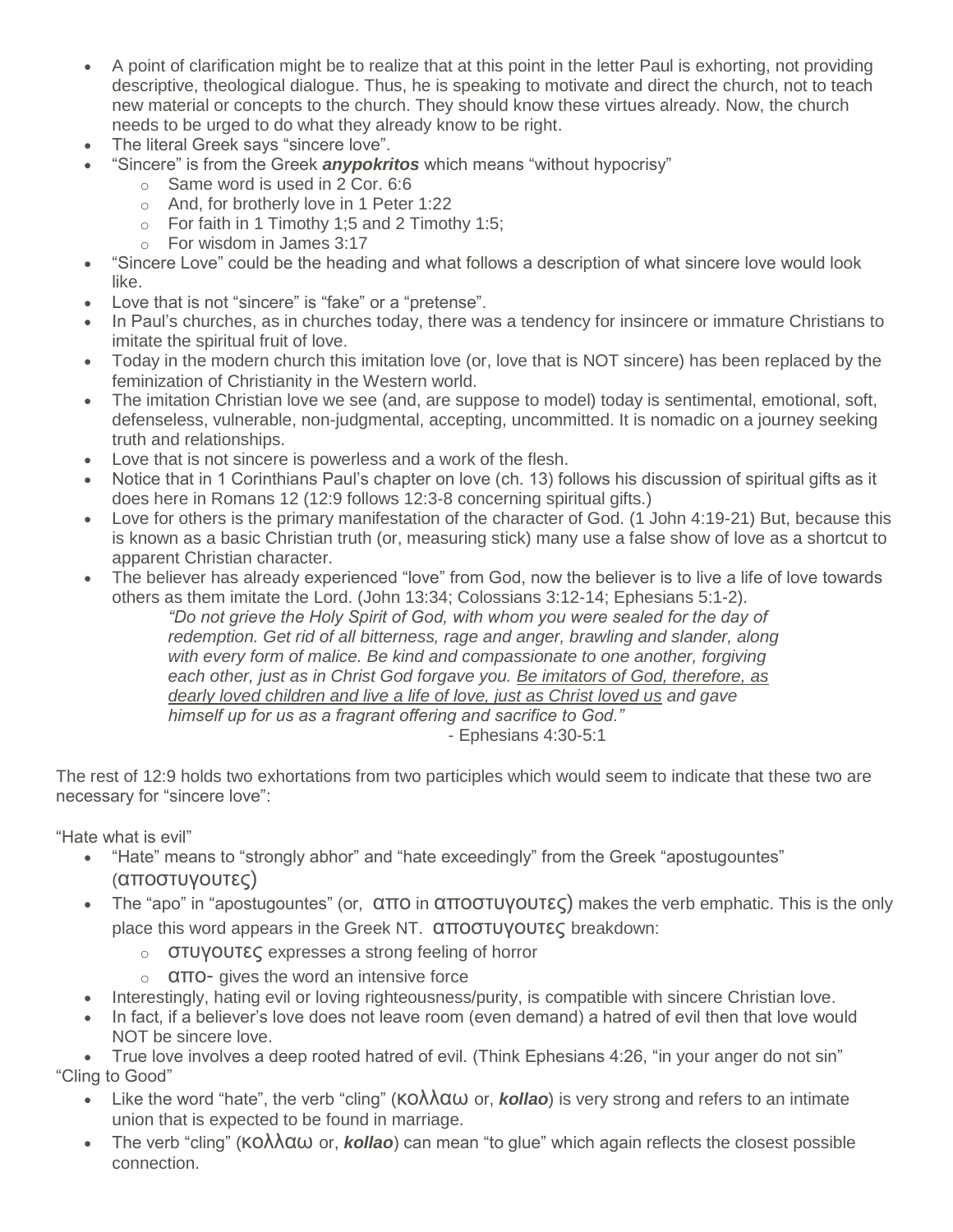- A point of clarification might be to realize that at this point in the letter Paul is exhorting, not providing descriptive, theological dialogue. Thus, he is speaking to motivate and direct the church, not to teach new material or concepts to the church. They should know these virtues already. Now, the church needs to be urged to do what they already know to be right.
- The literal Greek says "sincere love".
- "Sincere" is from the Greek ***anypokritos*** which means "without hypocrisy"
  - Same word is used in 2 Cor. 6:6
  - And, for brotherly love in 1 Peter 1:22
  - For faith in 1 Timothy 1;5 and 2 Timothy 1:5;
  - For wisdom in James 3:17
- "Sincere Love" could be the heading and what follows a description of what sincere love would look like.
- Love that is not "sincere" is "fake" or a "pretense".
- In Paul's churches, as in churches today, there was a tendency for insincere or immature Christians to imitate the spiritual fruit of love.
- Today in the modern church this imitation love (or, love that is NOT sincere) has been replaced by the feminization of Christianity in the Western world.
- The imitation Christian love we see (and, are suppose to model) today is sentimental, emotional, soft, defenseless, vulnerable, non-judgmental, accepting, uncommitted. It is nomadic on a journey seeking truth and relationships.
- Love that is not sincere is powerless and a work of the flesh.
- Notice that in 1 Corinthians Paul's chapter on love (ch. 13) follows his discussion of spiritual gifts as it does here in Romans 12 (12:9 follows 12:3-8 concerning spiritual gifts.)
- Love for others is the primary manifestation of the character of God. (1 John 4:19-21) But, because this is known as a basic Christian truth (or, measuring stick) many use a false show of love as a shortcut to apparent Christian character.
- The believer has already experienced "love" from God, now the believer is to live a life of love towards others as them imitate the Lord. (John 13:34; Colossians 3:12-14; Ephesians 5:1-2).

  > *"Do not grieve the Holy Spirit of God, with whom you were sealed for the day of redemption. Get rid of all bitterness, rage and anger, brawling and slander, along with every form of malice. Be kind and compassionate to one another, forgiving each other, just as in Christ God forgave you. <u>Be imitators of God, therefore, as dearly loved children and live a life of love, just as Christ loved us</u> and gave himself up for us as a fragrant offering and sacrifice to God."*
  >
  > \- Ephesians 4:30-5:1

The rest of 12:9 holds two exhortations from two participles which would seem to indicate that these two are necessary for "sincere love":

"Hate what is evil"

- "Hate" means to "strongly abhor" and "hate exceedingly" from the Greek "apostugountes" (αποστυγουτες)
- The "apo" in "apostugountes" (or, απο in αποστυγουτες) makes the verb emphatic. This is the only place this word appears in the Greek NT. αποστυγουτες breakdown:
  - στυγουτες expresses a strong feeling of horror
  - απο- gives the word an intensive force
- Interestingly, hating evil or loving righteousness/purity, is compatible with sincere Christian love.
- In fact, if a believer's love does not leave room (even demand) a hatred of evil then that love would NOT be sincere love.
- True love involves a deep rooted hatred of evil. (Think Ephesians 4:26, "in your anger do not sin"

"Cling to Good"

- Like the word "hate", the verb "cling" (κολλαω or, ***kollao***) is very strong and refers to an intimate union that is expected to be found in marriage.
- The verb "cling" (κολλαω or, ***kollao***) can mean "to glue" which again reflects the closest possible connection.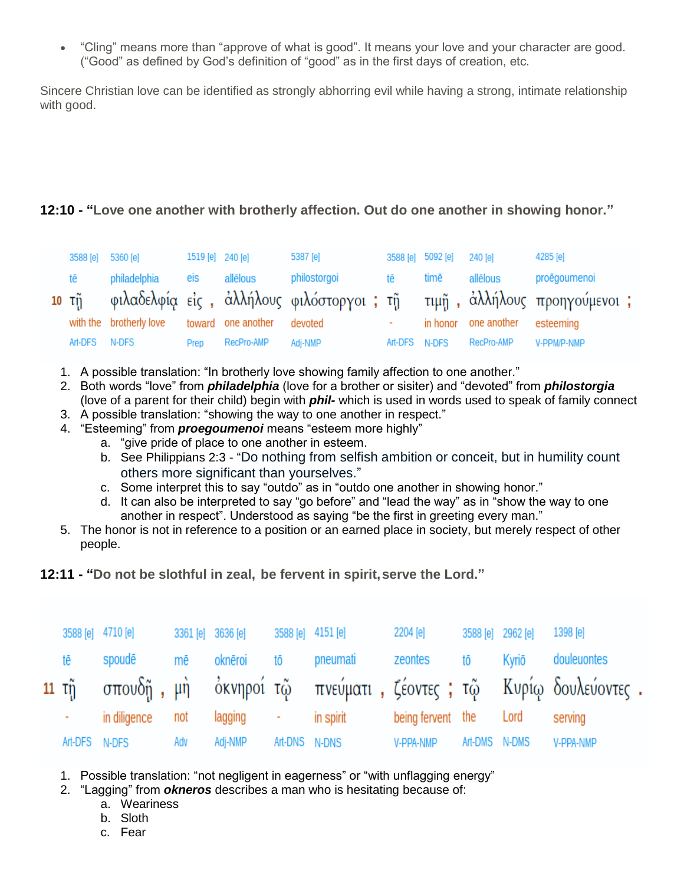- "Cling" means more than "approve of what is good". It means your love and your character are good. ("Good" as defined by God's definition of "good" as in the first days of creation, etc.

Sincere Christian love can be identified as strongly abhorring evil while having a strong, intimate relationship with good.

**12:10 - "Love one another with brotherly affection. Out do one another in showing honor."**

| | 3588 [e] | 5360 [e] | 1519 [e] | 240 [e] | 5387 [e] | 3588 [e] | 5092 [e] | 240 [e] | 4285 [e] |
|---|---|---|---|---|---|---|---|---|---|
| | tē | philadelphia | eis | allēlous | philostorgoi | tē | timē | allēlous | proēgoumenoi |
| 10 | τῇ | φιλαδελφίᾳ | εἰς , | ἀλλήλους | φιλόστοργοι ; | τῇ | τιμῇ , | ἀλλήλους | προηγούμενοι ; |
| | with the | brotherly love | toward | one another | devoted | - | in honor | one another | esteeming |
| | Art-DFS | N-DFS | Prep | RecPro-AMP | Adj-NMP | Art-DFS | N-DFS | RecPro-AMP | V-PPM/P-NMP |

1. A possible translation: "In brotherly love showing family affection to one another."
2. Both words "love" from ***philadelphia*** (love for a brother or sisiter) and "devoted" from ***philostorgia*** (love of a parent for their child) begin with ***phil-*** which is used in words used to speak of family connect
3. A possible translation: "showing the way to one another in respect."
4. "Esteeming" from ***proegoumenoi*** means "esteem more highly"
   a. "give pride of place to one another in esteem.
   b. See Philippians 2:3 - "Do nothing from selfish ambition or conceit, but in humility count others more significant than yourselves."
   c. Some interpret this to say "outdo" as in "outdo one another in showing honor."
   d. It can also be interpreted to say "go before" and "lead the way" as in "show the way to one another in respect". Understood as saying "be the first in greeting every man."
5. The honor is not in reference to a position or an earned place in society, but merely respect of other people.

**12:11 - "Do not be slothful in zeal, be fervent in spirit, serve the Lord."**

| | 3588 [e] | 4710 [e] | 3361 [e] | 3636 [e] | 3588 [e] | 4151 [e] | 2204 [e] | 3588 [e] | 2962 [e] | 1398 [e] |
|---|---|---|---|---|---|---|---|---|---|---|
| | tē | spoudē | mē | oknēroi | tō | pneumati | zeontes | tō | Kyriō | douleuontes |
| 11 | τῇ | σπουδῇ , | μὴ | ὀκνηροί | τῷ | πνεύματι , | ζέοντες ; | τῷ | Κυρίῳ | δουλεύοντες . |
| | - | in diligence | not | lagging | - | in spirit | being fervent | the | Lord | serving |
| | Art-DFS | N-DFS | Adv | Adj-NMP | Art-DNS | N-DNS | V-PPA-NMP | Art-DMS | N-DMS | V-PPA-NMP |

1. Possible translation: "not negligent in eagerness" or "with unflagging energy"
2. "Lagging" from ***okneros*** describes a man who is hesitating because of:
   a. Weariness
   b. Sloth
   c. Fear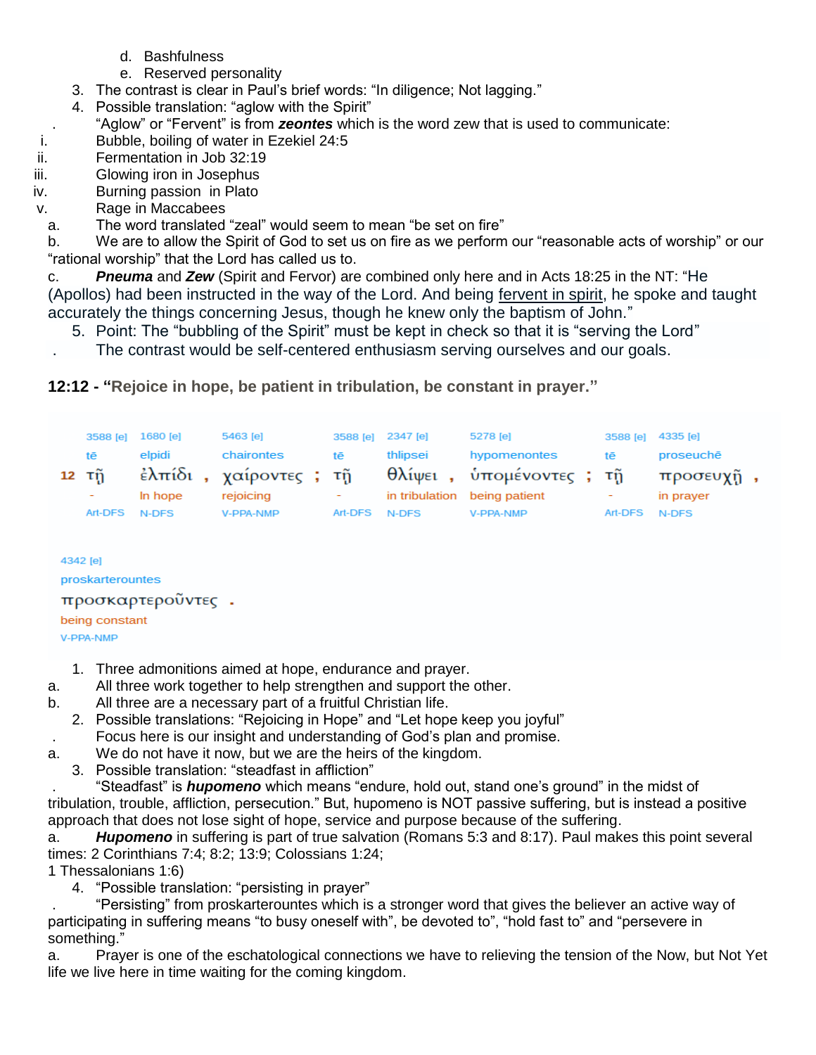d. Bashfulness
e. Reserved personality

3. The contrast is clear in Paul's brief words: "In diligence; Not lagging."
4. Possible translation: "aglow with the Spirit"

. "Aglow" or "Fervent" is from ***zeontes*** which is the word zew that is used to communicate:

i. Bubble, boiling of water in Ezekiel 24:5
ii. Fermentation in Job 32:19
iii. Glowing iron in Josephus
iv. Burning passion in Plato
v. Rage in Maccabees

a. The word translated "zeal" would seem to mean "be set on fire"

b. We are to allow the Spirit of God to set us on fire as we perform our "reasonable acts of worship" or our "rational worship" that the Lord has called us to.

c. ***Pneuma*** and ***Zew*** (Spirit and Fervor) are combined only here and in Acts 18:25 in the NT: "He (Apollos) had been instructed in the way of the Lord. And being fervent in spirit, he spoke and taught accurately the things concerning Jesus, though he knew only the baptism of John."

5. Point: The "bubbling of the Spirit" must be kept in check so that it is "serving the Lord"

. The contrast would be self-centered enthusiasm serving ourselves and our goals.

**12:12 - "Rejoice in hope, be patient in tribulation, be constant in prayer."**

| | | | | | | | | | |
|---|---|---|---|---|---|---|---|---|---|
| | 3588 [e] | 1680 [e] | 5463 [e] | 3588 [e] | 2347 [e] | 5278 [e] | 3588 [e] | 4335 [e] | 4342 [e] |
| | tē | elpidi | chairontes | tē | thlipsei | hypomenontes | tē | proseuchē | proskarterountes |
| 12 | τῇ | ἐλπίδι , | χαίροντες ; | τῇ | θλίψει , | ὑπομένοντες ; | τῇ | προσευχῇ , | προσκαρτεροῦντες . |
| | - | In hope | rejoicing | - | in tribulation | being patient | - | in prayer | being constant |
| | Art-DFS | N-DFS | V-PPA-NMP | Art-DFS | N-DFS | V-PPA-NMP | Art-DFS | N-DFS | V-PPA-NMP |

1. Three admonitions aimed at hope, endurance and prayer.

a. All three work together to help strengthen and support the other.
b. All three are a necessary part of a fruitful Christian life.

2. Possible translations: "Rejoicing in Hope" and "Let hope keep you joyful"

. Focus here is our insight and understanding of God's plan and promise.

a. We do not have it now, but we are the heirs of the kingdom.

3. Possible translation: "steadfast in affliction"

. "Steadfast" is ***hupomeno*** which means "endure, hold out, stand one's ground" in the midst of tribulation, trouble, affliction, persecution." But, hupomeno is NOT passive suffering, but is instead a positive approach that does not lose sight of hope, service and purpose because of the suffering.

a. ***Hupomeno*** in suffering is part of true salvation (Romans 5:3 and 8:17). Paul makes this point several times: 2 Corinthians 7:4; 8:2; 13:9; Colossians 1:24;
1 Thessalonians 1:6)

4. "Possible translation: "persisting in prayer"

. "Persisting" from proskarterountes which is a stronger word that gives the believer an active way of participating in suffering means "to busy oneself with", be devoted to", "hold fast to" and "persevere in something."

a. Prayer is one of the eschatological connections we have to relieving the tension of the Now, but Not Yet life we live here in time waiting for the coming kingdom.